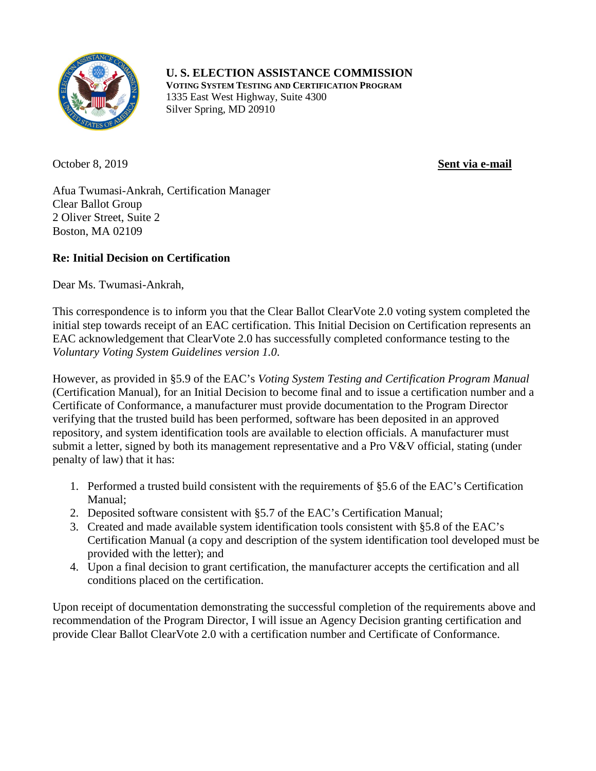**U. S. ELECTION ASSISTANCE COMMISSION**
**VOTING SYSTEM TESTING AND CERTIFICATION PROGRAM**
1335 East West Highway, Suite 4300
Silver Spring, MD 20910

October 8, 2019 **Sent via e-mail**

Afua Twumasi-Ankrah, Certification Manager
Clear Ballot Group
2 Oliver Street, Suite 2
Boston, MA 02109

**Re: Initial Decision on Certification**

Dear Ms. Twumasi-Ankrah,

This correspondence is to inform you that the Clear Ballot ClearVote 2.0 voting system completed the initial step towards receipt of an EAC certification. This Initial Decision on Certification represents an EAC acknowledgement that ClearVote 2.0 has successfully completed conformance testing to the *Voluntary Voting System Guidelines version 1.0*.

However, as provided in §5.9 of the EAC's *Voting System Testing and Certification Program Manual* (Certification Manual), for an Initial Decision to become final and to issue a certification number and a Certificate of Conformance, a manufacturer must provide documentation to the Program Director verifying that the trusted build has been performed, software has been deposited in an approved repository, and system identification tools are available to election officials. A manufacturer must submit a letter, signed by both its management representative and a Pro V&V official, stating (under penalty of law) that it has:

1. Performed a trusted build consistent with the requirements of §5.6 of the EAC's Certification Manual;
2. Deposited software consistent with §5.7 of the EAC's Certification Manual;
3. Created and made available system identification tools consistent with §5.8 of the EAC's Certification Manual (a copy and description of the system identification tool developed must be provided with the letter); and
4. Upon a final decision to grant certification, the manufacturer accepts the certification and all conditions placed on the certification.

Upon receipt of documentation demonstrating the successful completion of the requirements above and recommendation of the Program Director, I will issue an Agency Decision granting certification and provide Clear Ballot ClearVote 2.0 with a certification number and Certificate of Conformance.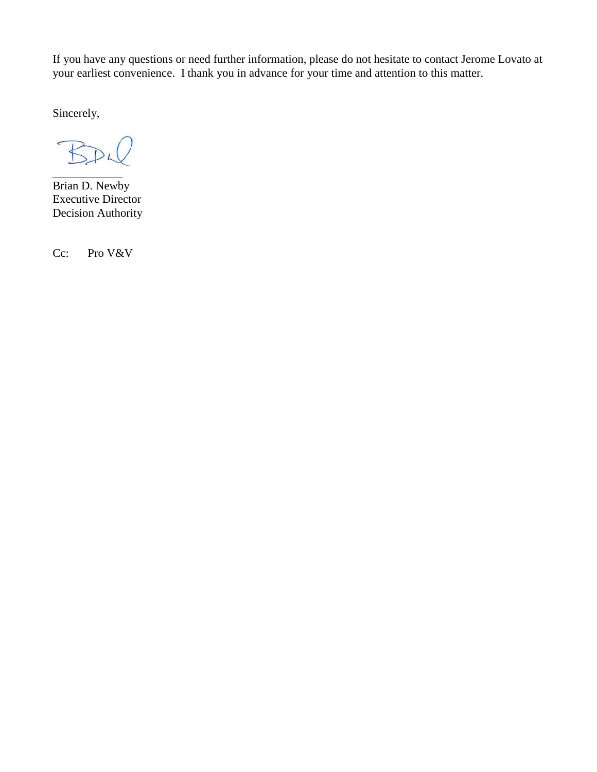If you have any questions or need further information, please do not hesitate to contact Jerome Lovato at your earliest convenience. I thank you in advance for your time and attention to this matter.

Sincerely,

Brian D. Newby
Executive Director
Decision Authority

Cc: Pro V&V